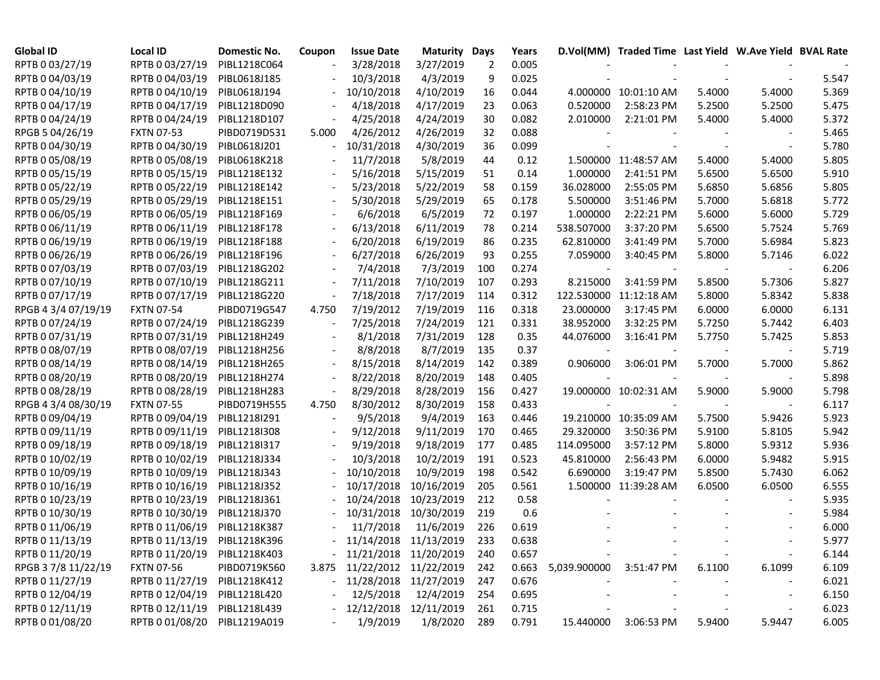| Global ID | Local ID | Domestic No. | Coupon | Issue Date | Maturity | Days | Years | D.Vol(MM) | Traded Time | Last Yield | W.Ave Yield | BVAL Rate |
|---|---|---|---|---|---|---|---|---|---|---|---|---|
| RPTB 0 03/27/19 | RPTB 0 03/27/19 | PIBL1218C064 | - | 3/28/2018 | 3/27/2019 | 2 | 0.005 | - | - | - | - | - |
| RPTB 0 04/03/19 | RPTB 0 04/03/19 | PIBL0618J185 | - | 10/3/2018 | 4/3/2019 | 9 | 0.025 | - | - | - | - | 5.547 |
| RPTB 0 04/10/19 | RPTB 0 04/10/19 | PIBL0618J194 | - | 10/10/2018 | 4/10/2019 | 16 | 0.044 | 4.000000 | 10:01:10 AM | 5.4000 | 5.4000 | 5.369 |
| RPTB 0 04/17/19 | RPTB 0 04/17/19 | PIBL1218D090 | - | 4/18/2018 | 4/17/2019 | 23 | 0.063 | 0.520000 | 2:58:23 PM | 5.2500 | 5.2500 | 5.475 |
| RPTB 0 04/24/19 | RPTB 0 04/24/19 | PIBL1218D107 | - | 4/25/2018 | 4/24/2019 | 30 | 0.082 | 2.010000 | 2:21:01 PM | 5.4000 | 5.4000 | 5.372 |
| RPGB 5 04/26/19 | FXTN 07-53 | PIBD0719D531 | 5.000 | 4/26/2012 | 4/26/2019 | 32 | 0.088 | - | - | - | - | 5.465 |
| RPTB 0 04/30/19 | RPTB 0 04/30/19 | PIBL0618J201 | - | 10/31/2018 | 4/30/2019 | 36 | 0.099 | - | - | - | - | 5.780 |
| RPTB 0 05/08/19 | RPTB 0 05/08/19 | PIBL0618K218 | - | 11/7/2018 | 5/8/2019 | 44 | 0.12 | 1.500000 | 11:48:57 AM | 5.4000 | 5.4000 | 5.805 |
| RPTB 0 05/15/19 | RPTB 0 05/15/19 | PIBL1218E132 | - | 5/16/2018 | 5/15/2019 | 51 | 0.14 | 1.000000 | 2:41:51 PM | 5.6500 | 5.6500 | 5.910 |
| RPTB 0 05/22/19 | RPTB 0 05/22/19 | PIBL1218E142 | - | 5/23/2018 | 5/22/2019 | 58 | 0.159 | 36.028000 | 2:55:05 PM | 5.6850 | 5.6856 | 5.805 |
| RPTB 0 05/29/19 | RPTB 0 05/29/19 | PIBL1218E151 | - | 5/30/2018 | 5/29/2019 | 65 | 0.178 | 5.500000 | 3:51:46 PM | 5.7000 | 5.6818 | 5.772 |
| RPTB 0 06/05/19 | RPTB 0 06/05/19 | PIBL1218F169 | - | 6/6/2018 | 6/5/2019 | 72 | 0.197 | 1.000000 | 2:22:21 PM | 5.6000 | 5.6000 | 5.729 |
| RPTB 0 06/11/19 | RPTB 0 06/11/19 | PIBL1218F178 | - | 6/13/2018 | 6/11/2019 | 78 | 0.214 | 538.507000 | 3:37:20 PM | 5.6500 | 5.7524 | 5.769 |
| RPTB 0 06/19/19 | RPTB 0 06/19/19 | PIBL1218F188 | - | 6/20/2018 | 6/19/2019 | 86 | 0.235 | 62.810000 | 3:41:49 PM | 5.7000 | 5.6984 | 5.823 |
| RPTB 0 06/26/19 | RPTB 0 06/26/19 | PIBL1218F196 | - | 6/27/2018 | 6/26/2019 | 93 | 0.255 | 7.059000 | 3:40:45 PM | 5.8000 | 5.7146 | 6.022 |
| RPTB 0 07/03/19 | RPTB 0 07/03/19 | PIBL1218G202 | - | 7/4/2018 | 7/3/2019 | 100 | 0.274 | - | - | - | - | 6.206 |
| RPTB 0 07/10/19 | RPTB 0 07/10/19 | PIBL1218G211 | - | 7/11/2018 | 7/10/2019 | 107 | 0.293 | 8.215000 | 3:41:59 PM | 5.8500 | 5.7306 | 5.827 |
| RPTB 0 07/17/19 | RPTB 0 07/17/19 | PIBL1218G220 | - | 7/18/2018 | 7/17/2019 | 114 | 0.312 | 122.530000 | 11:12:18 AM | 5.8000 | 5.8342 | 5.838 |
| RPGB 4 3/4 07/19/19 | FXTN 07-54 | PIBD0719G547 | 4.750 | 7/19/2012 | 7/19/2019 | 116 | 0.318 | 23.000000 | 3:17:45 PM | 6.0000 | 6.0000 | 6.131 |
| RPTB 0 07/24/19 | RPTB 0 07/24/19 | PIBL1218G239 | - | 7/25/2018 | 7/24/2019 | 121 | 0.331 | 38.952000 | 3:32:25 PM | 5.7250 | 5.7442 | 6.403 |
| RPTB 0 07/31/19 | RPTB 0 07/31/19 | PIBL1218H249 | - | 8/1/2018 | 7/31/2019 | 128 | 0.35 | 44.076000 | 3:16:41 PM | 5.7750 | 5.7425 | 5.853 |
| RPTB 0 08/07/19 | RPTB 0 08/07/19 | PIBL1218H256 | - | 8/8/2018 | 8/7/2019 | 135 | 0.37 | - | - | - | - | 5.719 |
| RPTB 0 08/14/19 | RPTB 0 08/14/19 | PIBL1218H265 | - | 8/15/2018 | 8/14/2019 | 142 | 0.389 | 0.906000 | 3:06:01 PM | 5.7000 | 5.7000 | 5.862 |
| RPTB 0 08/20/19 | RPTB 0 08/20/19 | PIBL1218H274 | - | 8/22/2018 | 8/20/2019 | 148 | 0.405 | - | - | - | - | 5.898 |
| RPTB 0 08/28/19 | RPTB 0 08/28/19 | PIBL1218H283 | - | 8/29/2018 | 8/28/2019 | 156 | 0.427 | 19.000000 | 10:02:31 AM | 5.9000 | 5.9000 | 5.798 |
| RPGB 4 3/4 08/30/19 | FXTN 07-55 | PIBD0719H555 | 4.750 | 8/30/2012 | 8/30/2019 | 158 | 0.433 | - | - | - | - | 6.117 |
| RPTB 0 09/04/19 | RPTB 0 09/04/19 | PIBL1218I291 | - | 9/5/2018 | 9/4/2019 | 163 | 0.446 | 19.210000 | 10:35:09 AM | 5.7500 | 5.9426 | 5.923 |
| RPTB 0 09/11/19 | RPTB 0 09/11/19 | PIBL1218I308 | - | 9/12/2018 | 9/11/2019 | 170 | 0.465 | 29.320000 | 3:50:36 PM | 5.9100 | 5.8105 | 5.942 |
| RPTB 0 09/18/19 | RPTB 0 09/18/19 | PIBL1218I317 | - | 9/19/2018 | 9/18/2019 | 177 | 0.485 | 114.095000 | 3:57:12 PM | 5.8000 | 5.9312 | 5.936 |
| RPTB 0 10/02/19 | RPTB 0 10/02/19 | PIBL1218J334 | - | 10/3/2018 | 10/2/2019 | 191 | 0.523 | 45.810000 | 2:56:43 PM | 6.0000 | 5.9482 | 5.915 |
| RPTB 0 10/09/19 | RPTB 0 10/09/19 | PIBL1218J343 | - | 10/10/2018 | 10/9/2019 | 198 | 0.542 | 6.690000 | 3:19:47 PM | 5.8500 | 5.7430 | 6.062 |
| RPTB 0 10/16/19 | RPTB 0 10/16/19 | PIBL1218J352 | - | 10/17/2018 | 10/16/2019 | 205 | 0.561 | 1.500000 | 11:39:28 AM | 6.0500 | 6.0500 | 6.555 |
| RPTB 0 10/23/19 | RPTB 0 10/23/19 | PIBL1218J361 | - | 10/24/2018 | 10/23/2019 | 212 | 0.58 | - | - | - | - | 5.935 |
| RPTB 0 10/30/19 | RPTB 0 10/30/19 | PIBL1218J370 | - | 10/31/2018 | 10/30/2019 | 219 | 0.6 | - | - | - | - | 5.984 |
| RPTB 0 11/06/19 | RPTB 0 11/06/19 | PIBL1218K387 | - | 11/7/2018 | 11/6/2019 | 226 | 0.619 | - | - | - | - | 6.000 |
| RPTB 0 11/13/19 | RPTB 0 11/13/19 | PIBL1218K396 | - | 11/14/2018 | 11/13/2019 | 233 | 0.638 | - | - | - | - | 5.977 |
| RPTB 0 11/20/19 | RPTB 0 11/20/19 | PIBL1218K403 | - | 11/21/2018 | 11/20/2019 | 240 | 0.657 | - | - | - | - | 6.144 |
| RPGB 3 7/8 11/22/19 | FXTN 07-56 | PIBD0719K560 | 3.875 | 11/22/2012 | 11/22/2019 | 242 | 0.663 | 5,039.900000 | 3:51:47 PM | 6.1100 | 6.1099 | 6.109 |
| RPTB 0 11/27/19 | RPTB 0 11/27/19 | PIBL1218K412 | - | 11/28/2018 | 11/27/2019 | 247 | 0.676 | - | - | - | - | 6.021 |
| RPTB 0 12/04/19 | RPTB 0 12/04/19 | PIBL1218L420 | - | 12/5/2018 | 12/4/2019 | 254 | 0.695 | - | - | - | - | 6.150 |
| RPTB 0 12/11/19 | RPTB 0 12/11/19 | PIBL1218L439 | - | 12/12/2018 | 12/11/2019 | 261 | 0.715 | - | - | - | - | 6.023 |
| RPTB 0 01/08/20 | RPTB 0 01/08/20 | PIBL1219A019 | - | 1/9/2019 | 1/8/2020 | 289 | 0.791 | 15.440000 | 3:06:53 PM | 5.9400 | 5.9447 | 6.005 |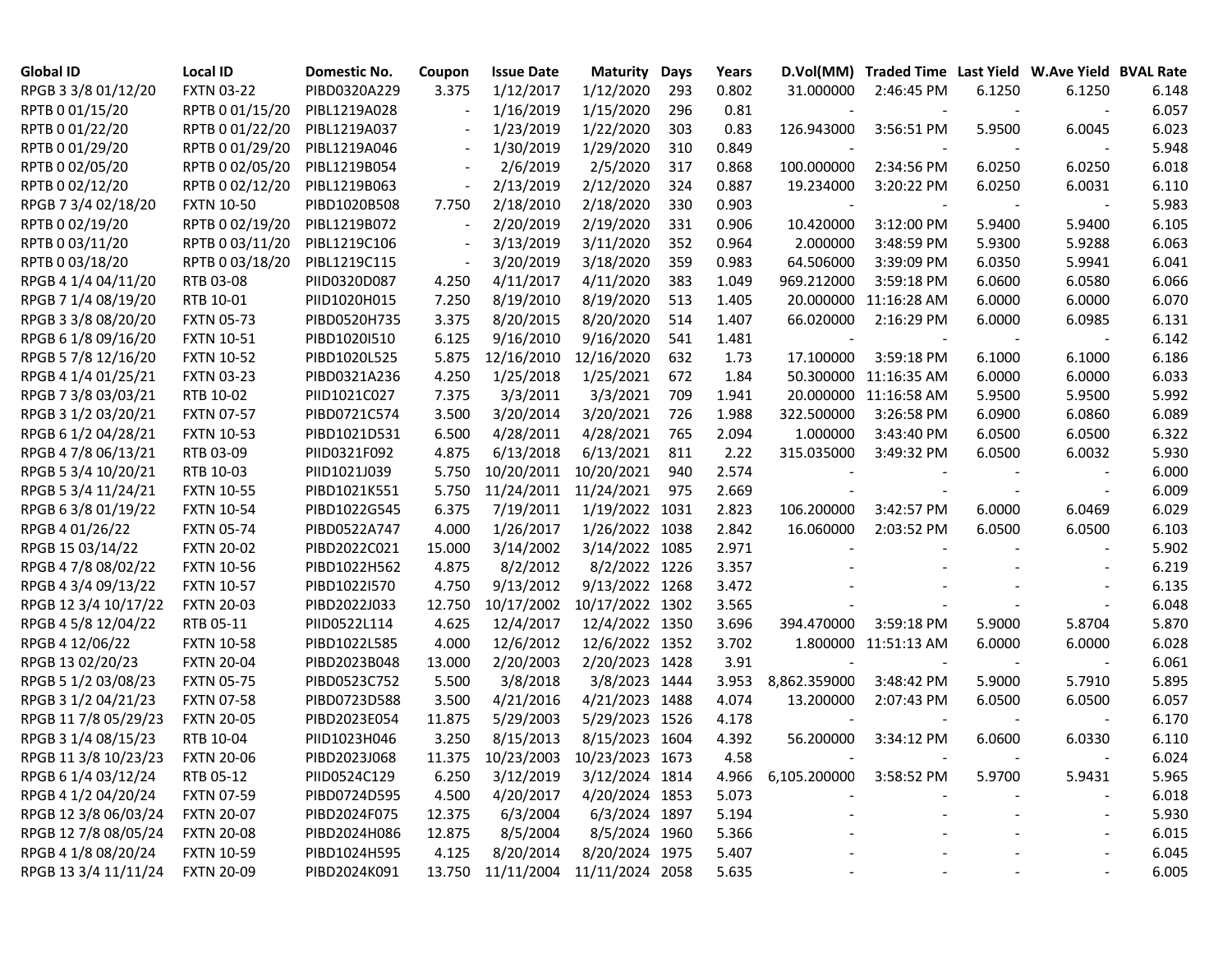| Global ID | Local ID | Domestic No. | Coupon | Issue Date | Maturity | Days | Years | D.Vol(MM) | Traded Time | Last Yield | W.Ave Yield | BVAL Rate |
|---|---|---|---|---|---|---|---|---|---|---|---|---|
| RPGB 3 3/8 01/12/20 | FXTN 03-22 | PIBD0320A229 | 3.375 | 1/12/2017 | 1/12/2020 | 293 | 0.802 | 31.000000 | 2:46:45 PM | 6.1250 | 6.1250 | 6.148 |
| RPTB 0 01/15/20 | RPTB 0 01/15/20 | PIBL1219A028 | - | 1/16/2019 | 1/15/2020 | 296 | 0.81 | - | - | - | - | 6.057 |
| RPTB 0 01/22/20 | RPTB 0 01/22/20 | PIBL1219A037 | - | 1/23/2019 | 1/22/2020 | 303 | 0.83 | 126.943000 | 3:56:51 PM | 5.9500 | 6.0045 | 6.023 |
| RPTB 0 01/29/20 | RPTB 0 01/29/20 | PIBL1219A046 | - | 1/30/2019 | 1/29/2020 | 310 | 0.849 | - | - | - | - | 5.948 |
| RPTB 0 02/05/20 | RPTB 0 02/05/20 | PIBL1219B054 | - | 2/6/2019 | 2/5/2020 | 317 | 0.868 | 100.000000 | 2:34:56 PM | 6.0250 | 6.0250 | 6.018 |
| RPTB 0 02/12/20 | RPTB 0 02/12/20 | PIBL1219B063 | - | 2/13/2019 | 2/12/2020 | 324 | 0.887 | 19.234000 | 3:20:22 PM | 6.0250 | 6.0031 | 6.110 |
| RPGB 7 3/4 02/18/20 | FXTN 10-50 | PIBD1020B508 | 7.750 | 2/18/2010 | 2/18/2020 | 330 | 0.903 | - | - | - | - | 5.983 |
| RPTB 0 02/19/20 | RPTB 0 02/19/20 | PIBL1219B072 | - | 2/20/2019 | 2/19/2020 | 331 | 0.906 | 10.420000 | 3:12:00 PM | 5.9400 | 5.9400 | 6.105 |
| RPTB 0 03/11/20 | RPTB 0 03/11/20 | PIBL1219C106 | - | 3/13/2019 | 3/11/2020 | 352 | 0.964 | 2.000000 | 3:48:59 PM | 5.9300 | 5.9288 | 6.063 |
| RPTB 0 03/18/20 | RPTB 0 03/18/20 | PIBL1219C115 | - | 3/20/2019 | 3/18/2020 | 359 | 0.983 | 64.506000 | 3:39:09 PM | 6.0350 | 5.9941 | 6.041 |
| RPGB 4 1/4 04/11/20 | RTB 03-08 | PIID0320D087 | 4.250 | 4/11/2017 | 4/11/2020 | 383 | 1.049 | 969.212000 | 3:59:18 PM | 6.0600 | 6.0580 | 6.066 |
| RPGB 7 1/4 08/19/20 | RTB 10-01 | PIID1020H015 | 7.250 | 8/19/2010 | 8/19/2020 | 513 | 1.405 | 20.000000 | 11:16:28 AM | 6.0000 | 6.0000 | 6.070 |
| RPGB 3 3/8 08/20/20 | FXTN 05-73 | PIBD0520H735 | 3.375 | 8/20/2015 | 8/20/2020 | 514 | 1.407 | 66.020000 | 2:16:29 PM | 6.0000 | 6.0985 | 6.131 |
| RPGB 6 1/8 09/16/20 | FXTN 10-51 | PIBD1020I510 | 6.125 | 9/16/2010 | 9/16/2020 | 541 | 1.481 | - | - | - | - | 6.142 |
| RPGB 5 7/8 12/16/20 | FXTN 10-52 | PIBD1020L525 | 5.875 | 12/16/2010 | 12/16/2020 | 632 | 1.73 | 17.100000 | 3:59:18 PM | 6.1000 | 6.1000 | 6.186 |
| RPGB 4 1/4 01/25/21 | FXTN 03-23 | PIBD0321A236 | 4.250 | 1/25/2018 | 1/25/2021 | 672 | 1.84 | 50.300000 | 11:16:35 AM | 6.0000 | 6.0000 | 6.033 |
| RPGB 7 3/8 03/03/21 | RTB 10-02 | PIID1021C027 | 7.375 | 3/3/2011 | 3/3/2021 | 709 | 1.941 | 20.000000 | 11:16:58 AM | 5.9500 | 5.9500 | 5.992 |
| RPGB 3 1/2 03/20/21 | FXTN 07-57 | PIBD0721C574 | 3.500 | 3/20/2014 | 3/20/2021 | 726 | 1.988 | 322.500000 | 3:26:58 PM | 6.0900 | 6.0860 | 6.089 |
| RPGB 6 1/2 04/28/21 | FXTN 10-53 | PIBD1021D531 | 6.500 | 4/28/2011 | 4/28/2021 | 765 | 2.094 | 1.000000 | 3:43:40 PM | 6.0500 | 6.0500 | 6.322 |
| RPGB 4 7/8 06/13/21 | RTB 03-09 | PIID0321F092 | 4.875 | 6/13/2018 | 6/13/2021 | 811 | 2.22 | 315.035000 | 3:49:32 PM | 6.0500 | 6.0032 | 5.930 |
| RPGB 5 3/4 10/20/21 | RTB 10-03 | PIID1021J039 | 5.750 | 10/20/2011 | 10/20/2021 | 940 | 2.574 | - | - | - | - | 6.000 |
| RPGB 5 3/4 11/24/21 | FXTN 10-55 | PIBD1021K551 | 5.750 | 11/24/2011 | 11/24/2021 | 975 | 2.669 | - | - | - | - | 6.009 |
| RPGB 6 3/8 01/19/22 | FXTN 10-54 | PIBD1022G545 | 6.375 | 7/19/2011 | 1/19/2022 | 1031 | 2.823 | 106.200000 | 3:42:57 PM | 6.0000 | 6.0469 | 6.029 |
| RPGB 4 01/26/22 | FXTN 05-74 | PIBD0522A747 | 4.000 | 1/26/2017 | 1/26/2022 | 1038 | 2.842 | 16.060000 | 2:03:52 PM | 6.0500 | 6.0500 | 6.103 |
| RPGB 15 03/14/22 | FXTN 20-02 | PIBD2022C021 | 15.000 | 3/14/2002 | 3/14/2022 | 1085 | 2.971 | - | - | - | - | 5.902 |
| RPGB 4 7/8 08/02/22 | FXTN 10-56 | PIBD1022H562 | 4.875 | 8/2/2012 | 8/2/2022 | 1226 | 3.357 | - | - | - | - | 6.219 |
| RPGB 4 3/4 09/13/22 | FXTN 10-57 | PIBD1022I570 | 4.750 | 9/13/2012 | 9/13/2022 | 1268 | 3.472 | - | - | - | - | 6.135 |
| RPGB 12 3/4 10/17/22 | FXTN 20-03 | PIBD2022J033 | 12.750 | 10/17/2002 | 10/17/2022 | 1302 | 3.565 | - | - | - | - | 6.048 |
| RPGB 4 5/8 12/04/22 | RTB 05-11 | PIID0522L114 | 4.625 | 12/4/2017 | 12/4/2022 | 1350 | 3.696 | 394.470000 | 3:59:18 PM | 5.9000 | 5.8704 | 5.870 |
| RPGB 4 12/06/22 | FXTN 10-58 | PIBD1022L585 | 4.000 | 12/6/2012 | 12/6/2022 | 1352 | 3.702 | 1.800000 | 11:51:13 AM | 6.0000 | 6.0000 | 6.028 |
| RPGB 13 02/20/23 | FXTN 20-04 | PIBD2023B048 | 13.000 | 2/20/2003 | 2/20/2023 | 1428 | 3.91 | - | - | - | - | 6.061 |
| RPGB 5 1/2 03/08/23 | FXTN 05-75 | PIBD0523C752 | 5.500 | 3/8/2018 | 3/8/2023 | 1444 | 3.953 | 8,862.359000 | 3:48:42 PM | 5.9000 | 5.7910 | 5.895 |
| RPGB 3 1/2 04/21/23 | FXTN 07-58 | PIBD0723D588 | 3.500 | 4/21/2016 | 4/21/2023 | 1488 | 4.074 | 13.200000 | 2:07:43 PM | 6.0500 | 6.0500 | 6.057 |
| RPGB 11 7/8 05/29/23 | FXTN 20-05 | PIBD2023E054 | 11.875 | 5/29/2003 | 5/29/2023 | 1526 | 4.178 | - | - | - | - | 6.170 |
| RPGB 3 1/4 08/15/23 | RTB 10-04 | PIID1023H046 | 3.250 | 8/15/2013 | 8/15/2023 | 1604 | 4.392 | 56.200000 | 3:34:12 PM | 6.0600 | 6.0330 | 6.110 |
| RPGB 11 3/8 10/23/23 | FXTN 20-06 | PIBD2023J068 | 11.375 | 10/23/2003 | 10/23/2023 | 1673 | 4.58 | - | - | - | - | 6.024 |
| RPGB 6 1/4 03/12/24 | RTB 05-12 | PIID0524C129 | 6.250 | 3/12/2019 | 3/12/2024 | 1814 | 4.966 | 6,105.200000 | 3:58:52 PM | 5.9700 | 5.9431 | 5.965 |
| RPGB 4 1/2 04/20/24 | FXTN 07-59 | PIBD0724D595 | 4.500 | 4/20/2017 | 4/20/2024 | 1853 | 5.073 | - | - | - | - | 6.018 |
| RPGB 12 3/8 06/03/24 | FXTN 20-07 | PIBD2024F075 | 12.375 | 6/3/2004 | 6/3/2024 | 1897 | 5.194 | - | - | - | - | 5.930 |
| RPGB 12 7/8 08/05/24 | FXTN 20-08 | PIBD2024H086 | 12.875 | 8/5/2004 | 8/5/2024 | 1960 | 5.366 | - | - | - | - | 6.015 |
| RPGB 4 1/8 08/20/24 | FXTN 10-59 | PIBD1024H595 | 4.125 | 8/20/2014 | 8/20/2024 | 1975 | 5.407 | - | - | - | - | 6.045 |
| RPGB 13 3/4 11/11/24 | FXTN 20-09 | PIBD2024K091 | 13.750 | 11/11/2004 | 11/11/2024 | 2058 | 5.635 | - | - | - | - | 6.005 |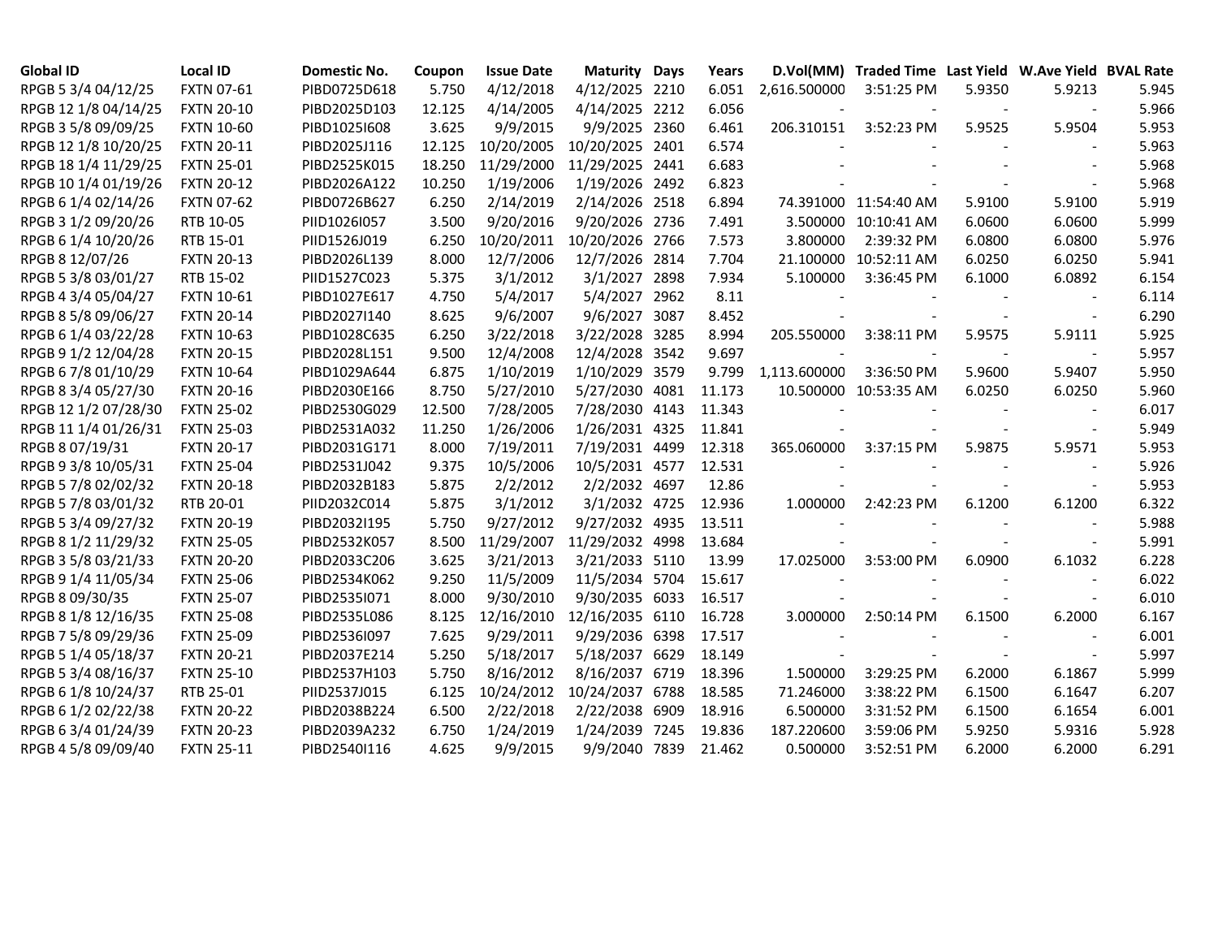| Global ID | Local ID | Domestic No. | Coupon | Issue Date | Maturity | Days | Years | D.Vol(MM) | Traded Time | Last Yield | W.Ave Yield | BVAL Rate |
|---|---|---|---|---|---|---|---|---|---|---|---|---|
| RPGB 5 3/4 04/12/25 | FXTN 07-61 | PIBD0725D618 | 5.750 | 4/12/2018 | 4/12/2025 | 2210 | 6.051 | 2,616.500000 | 3:51:25 PM | 5.9350 | 5.9213 | 5.945 |
| RPGB 12 1/8 04/14/25 | FXTN 20-10 | PIBD2025D103 | 12.125 | 4/14/2005 | 4/14/2025 | 2212 | 6.056 | - | - | - | - | 5.966 |
| RPGB 3 5/8 09/09/25 | FXTN 10-60 | PIBD1025I608 | 3.625 | 9/9/2015 | 9/9/2025 | 2360 | 6.461 | 206.310151 | 3:52:23 PM | 5.9525 | 5.9504 | 5.953 |
| RPGB 12 1/8 10/20/25 | FXTN 20-11 | PIBD2025J116 | 12.125 | 10/20/2005 | 10/20/2025 | 2401 | 6.574 | - | - | - | - | 5.963 |
| RPGB 18 1/4 11/29/25 | FXTN 25-01 | PIBD2525K015 | 18.250 | 11/29/2000 | 11/29/2025 | 2441 | 6.683 | - | - | - | - | 5.968 |
| RPGB 10 1/4 01/19/26 | FXTN 20-12 | PIBD2026A122 | 10.250 | 1/19/2006 | 1/19/2026 | 2492 | 6.823 | - | - | - | - | 5.968 |
| RPGB 6 1/4 02/14/26 | FXTN 07-62 | PIBD0726B627 | 6.250 | 2/14/2019 | 2/14/2026 | 2518 | 6.894 | 74.391000 | 11:54:40 AM | 5.9100 | 5.9100 | 5.919 |
| RPGB 3 1/2 09/20/26 | RTB 10-05 | PIID1026I057 | 3.500 | 9/20/2016 | 9/20/2026 | 2736 | 7.491 | 3.500000 | 10:10:41 AM | 6.0600 | 6.0600 | 5.999 |
| RPGB 6 1/4 10/20/26 | RTB 15-01 | PIID1526J019 | 6.250 | 10/20/2011 | 10/20/2026 | 2766 | 7.573 | 3.800000 | 2:39:32 PM | 6.0800 | 6.0800 | 5.976 |
| RPGB 8 12/07/26 | FXTN 20-13 | PIBD2026L139 | 8.000 | 12/7/2006 | 12/7/2026 | 2814 | 7.704 | 21.100000 | 10:52:11 AM | 6.0250 | 6.0250 | 5.941 |
| RPGB 5 3/8 03/01/27 | RTB 15-02 | PIID1527C023 | 5.375 | 3/1/2012 | 3/1/2027 | 2898 | 7.934 | 5.100000 | 3:36:45 PM | 6.1000 | 6.0892 | 6.154 |
| RPGB 4 3/4 05/04/27 | FXTN 10-61 | PIBD1027E617 | 4.750 | 5/4/2017 | 5/4/2027 | 2962 | 8.11 | - | - | - | - | 6.114 |
| RPGB 8 5/8 09/06/27 | FXTN 20-14 | PIBD2027I140 | 8.625 | 9/6/2007 | 9/6/2027 | 3087 | 8.452 | - | - | - | - | 6.290 |
| RPGB 6 1/4 03/22/28 | FXTN 10-63 | PIBD1028C635 | 6.250 | 3/22/2018 | 3/22/2028 | 3285 | 8.994 | 205.550000 | 3:38:11 PM | 5.9575 | 5.9111 | 5.925 |
| RPGB 9 1/2 12/04/28 | FXTN 20-15 | PIBD2028L151 | 9.500 | 12/4/2008 | 12/4/2028 | 3542 | 9.697 | - | - | - | - | 5.957 |
| RPGB 6 7/8 01/10/29 | FXTN 10-64 | PIBD1029A644 | 6.875 | 1/10/2019 | 1/10/2029 | 3579 | 9.799 | 1,113.600000 | 3:36:50 PM | 5.9600 | 5.9407 | 5.950 |
| RPGB 8 3/4 05/27/30 | FXTN 20-16 | PIBD2030E166 | 8.750 | 5/27/2010 | 5/27/2030 | 4081 | 11.173 | 10.500000 | 10:53:35 AM | 6.0250 | 6.0250 | 5.960 |
| RPGB 12 1/2 07/28/30 | FXTN 25-02 | PIBD2530G029 | 12.500 | 7/28/2005 | 7/28/2030 | 4143 | 11.343 | - | - | - | - | 6.017 |
| RPGB 11 1/4 01/26/31 | FXTN 25-03 | PIBD2531A032 | 11.250 | 1/26/2006 | 1/26/2031 | 4325 | 11.841 | - | - | - | - | 5.949 |
| RPGB 8 07/19/31 | FXTN 20-17 | PIBD2031G171 | 8.000 | 7/19/2011 | 7/19/2031 | 4499 | 12.318 | 365.060000 | 3:37:15 PM | 5.9875 | 5.9571 | 5.953 |
| RPGB 9 3/8 10/05/31 | FXTN 25-04 | PIBD2531J042 | 9.375 | 10/5/2006 | 10/5/2031 | 4577 | 12.531 | - | - | - | - | 5.926 |
| RPGB 5 7/8 02/02/32 | FXTN 20-18 | PIBD2032B183 | 5.875 | 2/2/2012 | 2/2/2032 | 4697 | 12.86 | - | - | - | - | 5.953 |
| RPGB 5 7/8 03/01/32 | RTB 20-01 | PIID2032C014 | 5.875 | 3/1/2012 | 3/1/2032 | 4725 | 12.936 | 1.000000 | 2:42:23 PM | 6.1200 | 6.1200 | 6.322 |
| RPGB 5 3/4 09/27/32 | FXTN 20-19 | PIBD2032I195 | 5.750 | 9/27/2012 | 9/27/2032 | 4935 | 13.511 | - | - | - | - | 5.988 |
| RPGB 8 1/2 11/29/32 | FXTN 25-05 | PIBD2532K057 | 8.500 | 11/29/2007 | 11/29/2032 | 4998 | 13.684 | - | - | - | - | 5.991 |
| RPGB 3 5/8 03/21/33 | FXTN 20-20 | PIBD2033C206 | 3.625 | 3/21/2013 | 3/21/2033 | 5110 | 13.99 | 17.025000 | 3:53:00 PM | 6.0900 | 6.1032 | 6.228 |
| RPGB 9 1/4 11/05/34 | FXTN 25-06 | PIBD2534K062 | 9.250 | 11/5/2009 | 11/5/2034 | 5704 | 15.617 | - | - | - | - | 6.022 |
| RPGB 8 09/30/35 | FXTN 25-07 | PIBD2535I071 | 8.000 | 9/30/2010 | 9/30/2035 | 6033 | 16.517 | - | - | - | - | 6.010 |
| RPGB 8 1/8 12/16/35 | FXTN 25-08 | PIBD2535L086 | 8.125 | 12/16/2010 | 12/16/2035 | 6110 | 16.728 | 3.000000 | 2:50:14 PM | 6.1500 | 6.2000 | 6.167 |
| RPGB 7 5/8 09/29/36 | FXTN 25-09 | PIBD2536I097 | 7.625 | 9/29/2011 | 9/29/2036 | 6398 | 17.517 | - | - | - | - | 6.001 |
| RPGB 5 1/4 05/18/37 | FXTN 20-21 | PIBD2037E214 | 5.250 | 5/18/2017 | 5/18/2037 | 6629 | 18.149 | - | - | - | - | 5.997 |
| RPGB 5 3/4 08/16/37 | FXTN 25-10 | PIBD2537H103 | 5.750 | 8/16/2012 | 8/16/2037 | 6719 | 18.396 | 1.500000 | 3:29:25 PM | 6.2000 | 6.1867 | 5.999 |
| RPGB 6 1/8 10/24/37 | RTB 25-01 | PIID2537J015 | 6.125 | 10/24/2012 | 10/24/2037 | 6788 | 18.585 | 71.246000 | 3:38:22 PM | 6.1500 | 6.1647 | 6.207 |
| RPGB 6 1/2 02/22/38 | FXTN 20-22 | PIBD2038B224 | 6.500 | 2/22/2018 | 2/22/2038 | 6909 | 18.916 | 6.500000 | 3:31:52 PM | 6.1500 | 6.1654 | 6.001 |
| RPGB 6 3/4 01/24/39 | FXTN 20-23 | PIBD2039A232 | 6.750 | 1/24/2019 | 1/24/2039 | 7245 | 19.836 | 187.220600 | 3:59:06 PM | 5.9250 | 5.9316 | 5.928 |
| RPGB 4 5/8 09/09/40 | FXTN 25-11 | PIBD2540I116 | 4.625 | 9/9/2015 | 9/9/2040 | 7839 | 21.462 | 0.500000 | 3:52:51 PM | 6.2000 | 6.2000 | 6.291 |